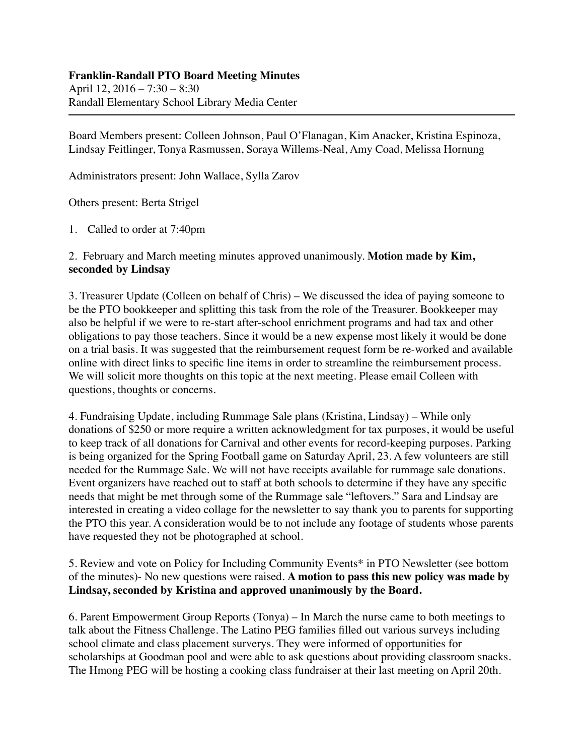**Franklin-Randall PTO Board Meeting Minutes**
April 12, 2016 – 7:30 – 8:30
Randall Elementary School Library Media Center

---

Board Members present: Colleen Johnson, Paul O'Flanagan, Kim Anacker, Kristina Espinoza, Lindsay Feitlinger, Tonya Rasmussen, Soraya Willems-Neal, Amy Coad, Melissa Hornung

Administrators present: John Wallace, Sylla Zarov

Others present: Berta Strigel

1. Called to order at 7:40pm

2. February and March meeting minutes approved unanimously. **Motion made by Kim, seconded by Lindsay**

3. Treasurer Update (Colleen on behalf of Chris) – We discussed the idea of paying someone to be the PTO bookkeeper and splitting this task from the role of the Treasurer. Bookkeeper may also be helpful if we were to re-start after-school enrichment programs and had tax and other obligations to pay those teachers. Since it would be a new expense most likely it would be done on a trial basis. It was suggested that the reimbursement request form be re-worked and available online with direct links to specific line items in order to streamline the reimbursement process. We will solicit more thoughts on this topic at the next meeting. Please email Colleen with questions, thoughts or concerns.

4. Fundraising Update, including Rummage Sale plans (Kristina, Lindsay) – While only donations of $250 or more require a written acknowledgment for tax purposes, it would be useful to keep track of all donations for Carnival and other events for record-keeping purposes. Parking is being organized for the Spring Football game on Saturday April, 23. A few volunteers are still needed for the Rummage Sale. We will not have receipts available for rummage sale donations. Event organizers have reached out to staff at both schools to determine if they have any specific needs that might be met through some of the Rummage sale "leftovers." Sara and Lindsay are interested in creating a video collage for the newsletter to say thank you to parents for supporting the PTO this year. A consideration would be to not include any footage of students whose parents have requested they not be photographed at school.

5. Review and vote on Policy for Including Community Events* in PTO Newsletter (see bottom of the minutes)- No new questions were raised. **A motion to pass this new policy was made by Lindsay, seconded by Kristina and approved unanimously by the Board.**

6. Parent Empowerment Group Reports (Tonya) – In March the nurse came to both meetings to talk about the Fitness Challenge. The Latino PEG families filled out various surveys including school climate and class placement surverys. They were informed of opportunities for scholarships at Goodman pool and were able to ask questions about providing classroom snacks. The Hmong PEG will be hosting a cooking class fundraiser at their last meeting on April 20th.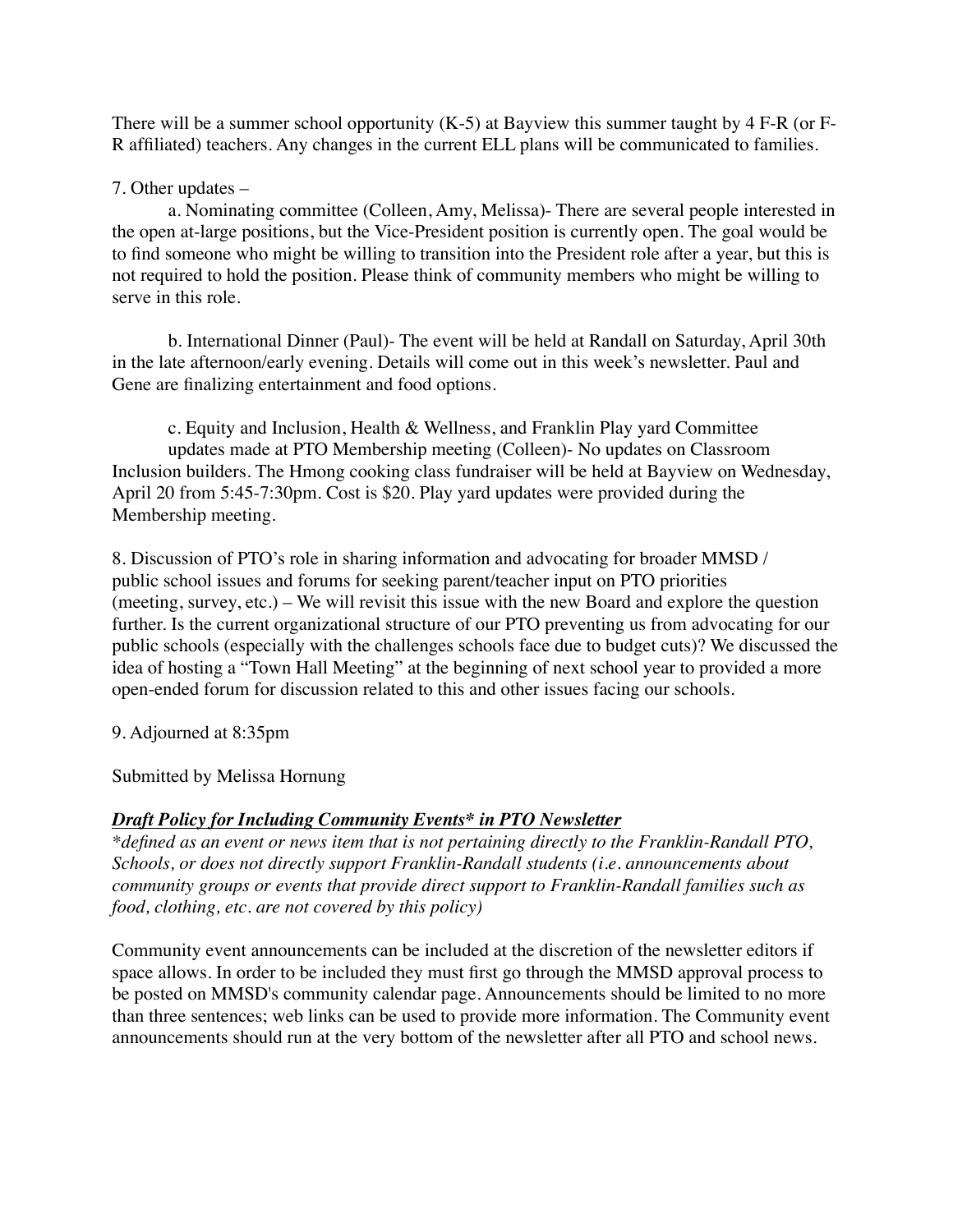There will be a summer school opportunity (K-5) at Bayview this summer taught by 4 F-R (or F-R affiliated) teachers. Any changes in the current ELL plans will be communicated to families.

7. Other updates –

a. Nominating committee (Colleen, Amy, Melissa)- There are several people interested in the open at-large positions, but the Vice-President position is currently open. The goal would be to find someone who might be willing to transition into the President role after a year, but this is not required to hold the position. Please think of community members who might be willing to serve in this role.

b. International Dinner (Paul)- The event will be held at Randall on Saturday, April 30th in the late afternoon/early evening. Details will come out in this week's newsletter. Paul and Gene are finalizing entertainment and food options.

c. Equity and Inclusion, Health & Wellness, and Franklin Play yard Committee updates made at PTO Membership meeting (Colleen)- No updates on Classroom Inclusion builders. The Hmong cooking class fundraiser will be held at Bayview on Wednesday, April 20 from 5:45-7:30pm. Cost is $20. Play yard updates were provided during the Membership meeting.

8. Discussion of PTO's role in sharing information and advocating for broader MMSD / public school issues and forums for seeking parent/teacher input on PTO priorities (meeting, survey, etc.) – We will revisit this issue with the new Board and explore the question further. Is the current organizational structure of our PTO preventing us from advocating for our public schools (especially with the challenges schools face due to budget cuts)? We discussed the idea of hosting a "Town Hall Meeting" at the beginning of next school year to provided a more open-ended forum for discussion related to this and other issues facing our schools.

9. Adjourned at 8:35pm

Submitted by Melissa Hornung

***Draft Policy for Including Community Events* in PTO Newsletter***

*\*defined as an event or news item that is not pertaining directly to the Franklin-Randall PTO, Schools, or does not directly support Franklin-Randall students (i.e. announcements about community groups or events that provide direct support to Franklin-Randall families such as food, clothing, etc. are not covered by this policy)*

Community event announcements can be included at the discretion of the newsletter editors if space allows. In order to be included they must first go through the MMSD approval process to be posted on MMSD's community calendar page. Announcements should be limited to no more than three sentences; web links can be used to provide more information. The Community event announcements should run at the very bottom of the newsletter after all PTO and school news.